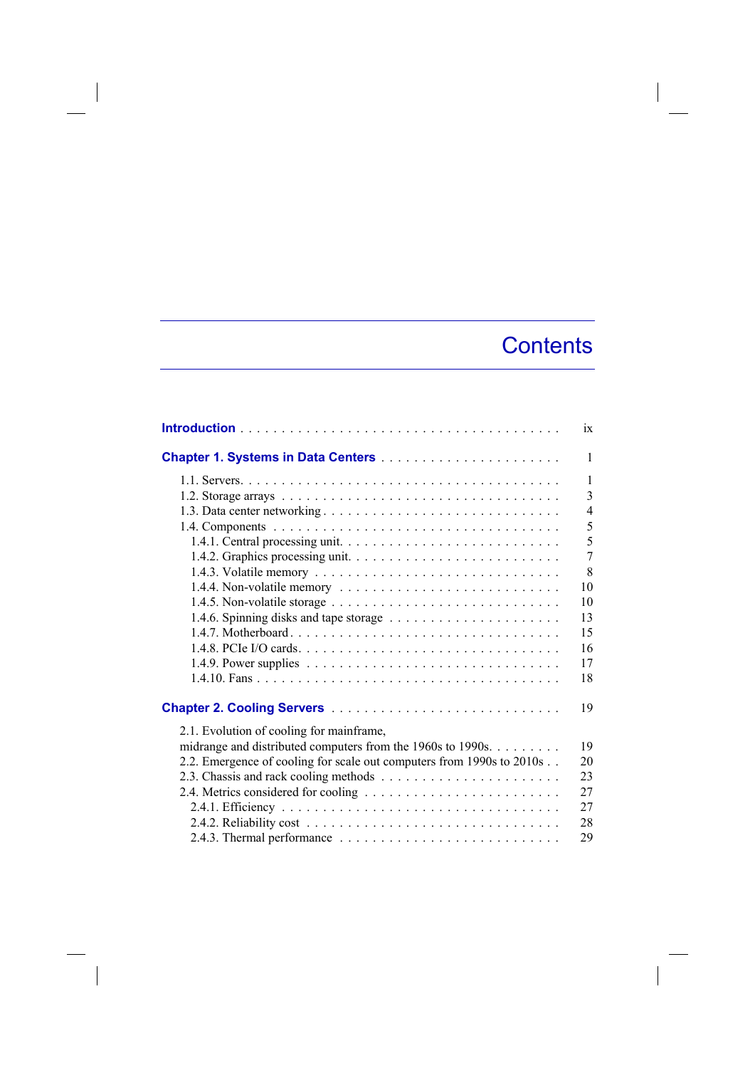# Contents

**Introduction** . . . . . . . . . . . . . . . . . . . . . . . . . . . . . . . . . . . . . . ix

**Chapter 1. Systems in Data Centers** . . . . . . . . . . . . . . . . . . . . . . 1

- 1.1. Servers. . . . . . . . . . . . . . . . . . . . . . . . . . . . . . . . . . . . . . 1
- 1.2. Storage arrays . . . . . . . . . . . . . . . . . . . . . . . . . . . . . . . . . 3
- 1.3. Data center networking . . . . . . . . . . . . . . . . . . . . . . . . . . . 4
- 1.4. Components . . . . . . . . . . . . . . . . . . . . . . . . . . . . . . . . . . 5
  - 1.4.1. Central processing unit. . . . . . . . . . . . . . . . . . . . . . . . . 5
  - 1.4.2. Graphics processing unit. . . . . . . . . . . . . . . . . . . . . . . . 7
  - 1.4.3. Volatile memory . . . . . . . . . . . . . . . . . . . . . . . . . . . . 8
  - 1.4.4. Non-volatile memory . . . . . . . . . . . . . . . . . . . . . . . . . 10
  - 1.4.5. Non-volatile storage . . . . . . . . . . . . . . . . . . . . . . . . . . 10
  - 1.4.6. Spinning disks and tape storage . . . . . . . . . . . . . . . . . . . 13
  - 1.4.7. Motherboard . . . . . . . . . . . . . . . . . . . . . . . . . . . . . . . 15
  - 1.4.8. PCIe I/O cards. . . . . . . . . . . . . . . . . . . . . . . . . . . . . . 16
  - 1.4.9. Power supplies . . . . . . . . . . . . . . . . . . . . . . . . . . . . . 17
  - 1.4.10. Fans . . . . . . . . . . . . . . . . . . . . . . . . . . . . . . . . . . . 18

**Chapter 2. Cooling Servers** . . . . . . . . . . . . . . . . . . . . . . . . . . . 19

- 2.1. Evolution of cooling for mainframe, midrange and distributed computers from the 1960s to 1990s. . . . . . . . . 19
- 2.2. Emergence of cooling for scale out computers from 1990s to 2010s . . 20
- 2.3. Chassis and rack cooling methods . . . . . . . . . . . . . . . . . . . . . 23
- 2.4. Metrics considered for cooling . . . . . . . . . . . . . . . . . . . . . . . 27
  - 2.4.1. Efficiency . . . . . . . . . . . . . . . . . . . . . . . . . . . . . . . . . 27
  - 2.4.2. Reliability cost . . . . . . . . . . . . . . . . . . . . . . . . . . . . . . 28
  - 2.4.3. Thermal performance . . . . . . . . . . . . . . . . . . . . . . . . . . 29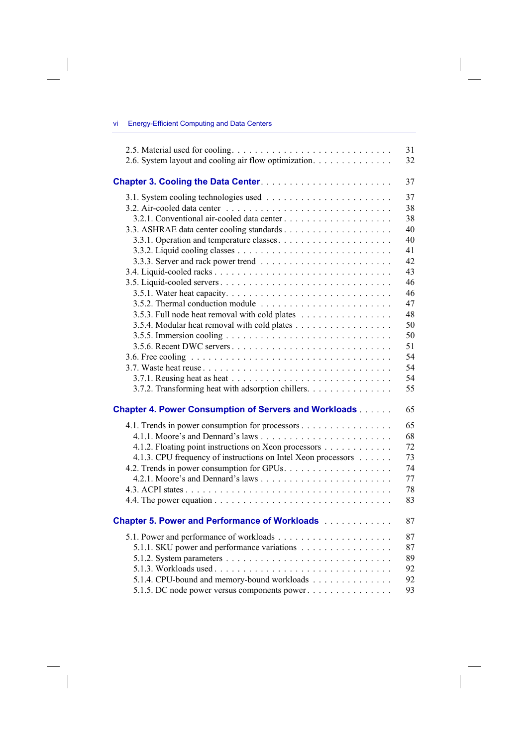- 2.5. Material used for cooling . . . . . . . . . . . . . . . . . . . . . . . . . . . 31
- 2.6. System layout and cooling air flow optimization . . . . . . . . . . . . . . 32

**Chapter 3. Cooling the Data Center** . . . . . . . . . . . . . . . . . . . . . . 37

- 3.1. System cooling technologies used . . . . . . . . . . . . . . . . . . . . . . 37
- 3.2. Air-cooled data center . . . . . . . . . . . . . . . . . . . . . . . . . . . . 38
  - 3.2.1. Conventional air-cooled data center . . . . . . . . . . . . . . . . . . 38
- 3.3. ASHRAE data center cooling standards . . . . . . . . . . . . . . . . . . . 40
  - 3.3.1. Operation and temperature classes . . . . . . . . . . . . . . . . . . . 40
  - 3.3.2. Liquid cooling classes . . . . . . . . . . . . . . . . . . . . . . . . . 41
  - 3.3.3. Server and rack power trend . . . . . . . . . . . . . . . . . . . . . . 42
- 3.4. Liquid-cooled racks . . . . . . . . . . . . . . . . . . . . . . . . . . . . . 43
- 3.5. Liquid-cooled servers . . . . . . . . . . . . . . . . . . . . . . . . . . . . 46
  - 3.5.1. Water heat capacity . . . . . . . . . . . . . . . . . . . . . . . . . . 46
  - 3.5.2. Thermal conduction module . . . . . . . . . . . . . . . . . . . . . . 47
  - 3.5.3. Full node heat removal with cold plates . . . . . . . . . . . . . . . 48
  - 3.5.4. Modular heat removal with cold plates . . . . . . . . . . . . . . . . 50
  - 3.5.5. Immersion cooling . . . . . . . . . . . . . . . . . . . . . . . . . . . 50
  - 3.5.6. Recent DWC servers . . . . . . . . . . . . . . . . . . . . . . . . . . 51
- 3.6. Free cooling . . . . . . . . . . . . . . . . . . . . . . . . . . . . . . . . . 54
- 3.7. Waste heat reuse . . . . . . . . . . . . . . . . . . . . . . . . . . . . . . . 54
  - 3.7.1. Reusing heat as heat . . . . . . . . . . . . . . . . . . . . . . . . . . 54
  - 3.7.2. Transforming heat with adsorption chillers . . . . . . . . . . . . . . 55

**Chapter 4. Power Consumption of Servers and Workloads** . . . . . . 65

- 4.1. Trends in power consumption for processors . . . . . . . . . . . . . . . . 65
  - 4.1.1. Moore's and Dennard's laws . . . . . . . . . . . . . . . . . . . . . . 68
  - 4.1.2. Floating point instructions on Xeon processors . . . . . . . . . . . . 72
  - 4.1.3. CPU frequency of instructions on Intel Xeon processors . . . . . . 73
- 4.2. Trends in power consumption for GPUs . . . . . . . . . . . . . . . . . . . 74
  - 4.2.1. Moore's and Dennard's laws . . . . . . . . . . . . . . . . . . . . . . 77
- 4.3. ACPI states . . . . . . . . . . . . . . . . . . . . . . . . . . . . . . . . . . 78
- 4.4. The power equation . . . . . . . . . . . . . . . . . . . . . . . . . . . . . 83

**Chapter 5. Power and Performance of Workloads** . . . . . . . . . . . 87

- 5.1. Power and performance of workloads . . . . . . . . . . . . . . . . . . . . 87
  - 5.1.1. SKU power and performance variations . . . . . . . . . . . . . . . . 87
  - 5.1.2. System parameters . . . . . . . . . . . . . . . . . . . . . . . . . . . 89
  - 5.1.3. Workloads used . . . . . . . . . . . . . . . . . . . . . . . . . . . . . 92
  - 5.1.4. CPU-bound and memory-bound workloads . . . . . . . . . . . . . . 92
  - 5.1.5. DC node power versus components power . . . . . . . . . . . . . . 93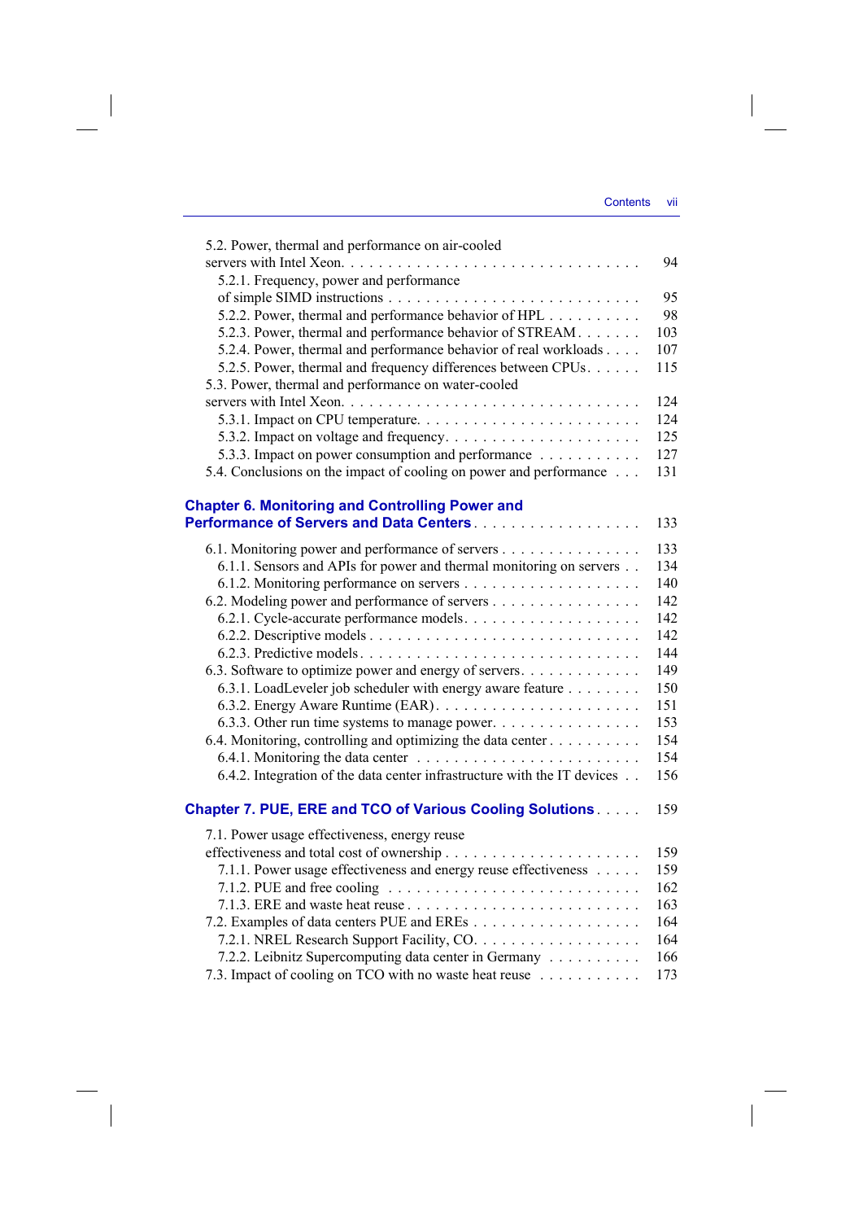5.2. Power, thermal and performance on air-cooled servers with Intel Xeon . . . . . . . . . . . . . . . . . . . . . . . . . . . . . . . 94

5.2.1. Frequency, power and performance of simple SIMD instructions . . . . . . . . . . . . . . . . . . . . . . . . . . . 95

5.2.2. Power, thermal and performance behavior of HPL . . . . . . . . . . 98

5.2.3. Power, thermal and performance behavior of STREAM . . . . . . . 103

5.2.4. Power, thermal and performance behavior of real workloads . . . . 107

5.2.5. Power, thermal and frequency differences between CPUs . . . . . . 115

5.3. Power, thermal and performance on water-cooled servers with Intel Xeon . . . . . . . . . . . . . . . . . . . . . . . . . . . . . . . 124

5.3.1. Impact on CPU temperature . . . . . . . . . . . . . . . . . . . . . . . . 124

5.3.2. Impact on voltage and frequency . . . . . . . . . . . . . . . . . . . . . 125

5.3.3. Impact on power consumption and performance . . . . . . . . . . . 127

5.4. Conclusions on the impact of cooling on power and performance . . . 131

## Chapter 6. Monitoring and Controlling Power and Performance of Servers and Data Centers . . . . . . . . . . . . . . . . . . . 133

6.1. Monitoring power and performance of servers . . . . . . . . . . . . . . . 133

6.1.1. Sensors and APIs for power and thermal monitoring on servers . . 134

6.1.2. Monitoring performance on servers . . . . . . . . . . . . . . . . . . . 140

6.2. Modeling power and performance of servers . . . . . . . . . . . . . . . . 142

6.2.1. Cycle-accurate performance models . . . . . . . . . . . . . . . . . . . 142

6.2.2. Descriptive models . . . . . . . . . . . . . . . . . . . . . . . . . . . . 142

6.2.3. Predictive models . . . . . . . . . . . . . . . . . . . . . . . . . . . . . 144

6.3. Software to optimize power and energy of servers . . . . . . . . . . . . . 149

6.3.1. LoadLeveler job scheduler with energy aware feature . . . . . . . . 150

6.3.2. Energy Aware Runtime (EAR) . . . . . . . . . . . . . . . . . . . . . . 151

6.3.3. Other run time systems to manage power . . . . . . . . . . . . . . . 153

6.4. Monitoring, controlling and optimizing the data center . . . . . . . . . . 154

6.4.1. Monitoring the data center . . . . . . . . . . . . . . . . . . . . . . . . 154

6.4.2. Integration of the data center infrastructure with the IT devices . . 156

## Chapter 7. PUE, ERE and TCO of Various Cooling Solutions . . . . . 159

7.1. Power usage effectiveness, energy reuse effectiveness and total cost of ownership . . . . . . . . . . . . . . . . . . . . . . 159

7.1.1. Power usage effectiveness and energy reuse effectiveness . . . . . 159

7.1.2. PUE and free cooling . . . . . . . . . . . . . . . . . . . . . . . . . . . 162

7.1.3. ERE and waste heat reuse . . . . . . . . . . . . . . . . . . . . . . . . 163

7.2. Examples of data centers PUE and EREs . . . . . . . . . . . . . . . . . . 164

7.2.1. NREL Research Support Facility, CO . . . . . . . . . . . . . . . . . . 164

7.2.2. Leibnitz Supercomputing data center in Germany . . . . . . . . . . 166

7.3. Impact of cooling on TCO with no waste heat reuse . . . . . . . . . . . 173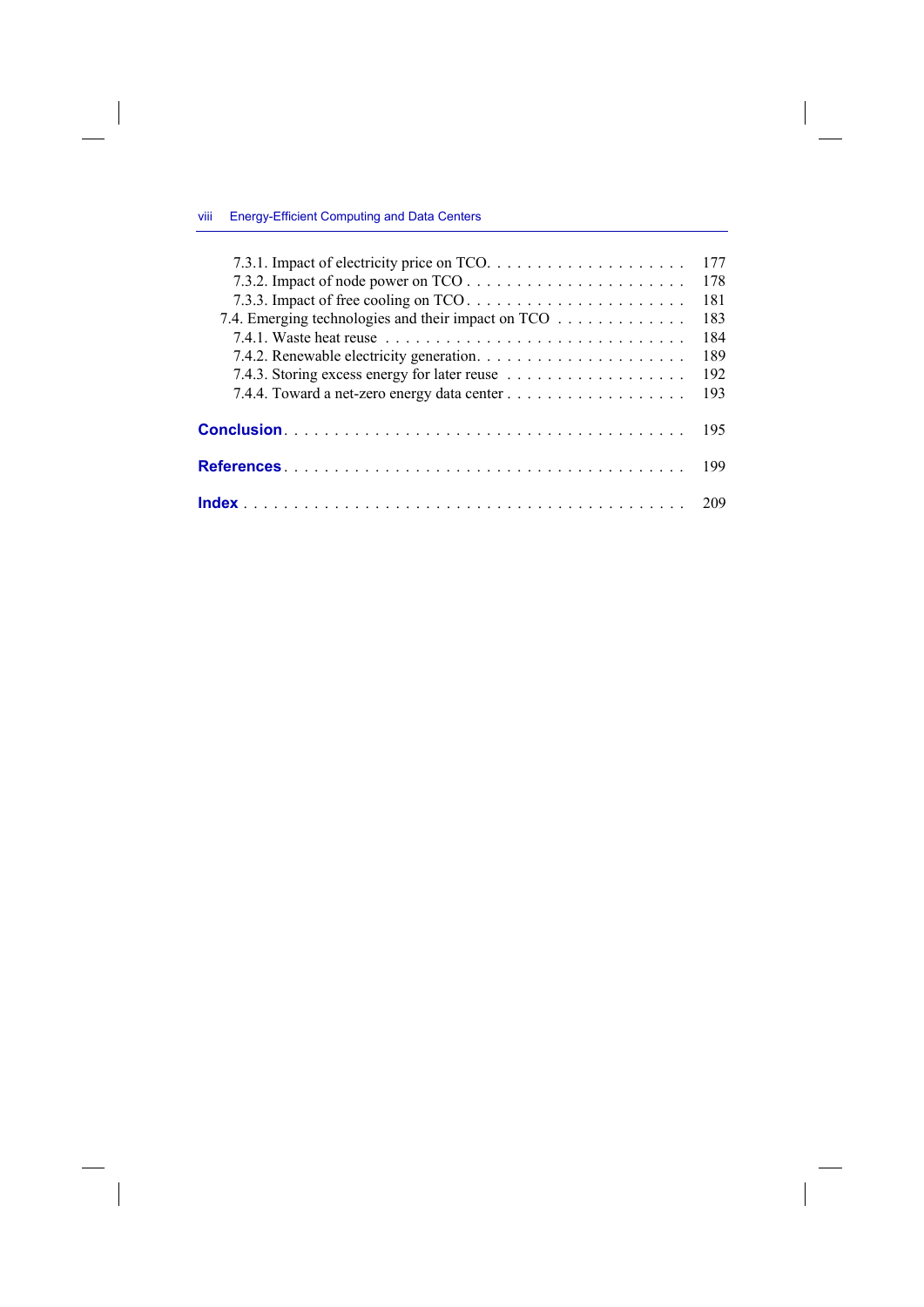7.3.1. Impact of electricity price on TCO . . . . . . . . . . . . . . . . . . . . 177
7.3.2. Impact of node power on TCO . . . . . . . . . . . . . . . . . . . . . . 178
7.3.3. Impact of free cooling on TCO . . . . . . . . . . . . . . . . . . . . . . 181
7.4. Emerging technologies and their impact on TCO . . . . . . . . . . . . 183
7.4.1. Waste heat reuse . . . . . . . . . . . . . . . . . . . . . . . . . . . . . 184
7.4.2. Renewable electricity generation . . . . . . . . . . . . . . . . . . . . . 189
7.4.3. Storing excess energy for later reuse . . . . . . . . . . . . . . . . . . 192
7.4.4. Toward a net-zero energy data center . . . . . . . . . . . . . . . . . . 193

**Conclusion** . . . . . . . . . . . . . . . . . . . . . . . . . . . . . . . . . . . . 195

**References** . . . . . . . . . . . . . . . . . . . . . . . . . . . . . . . . . . . . 199

**Index** . . . . . . . . . . . . . . . . . . . . . . . . . . . . . . . . . . . . . . . 209